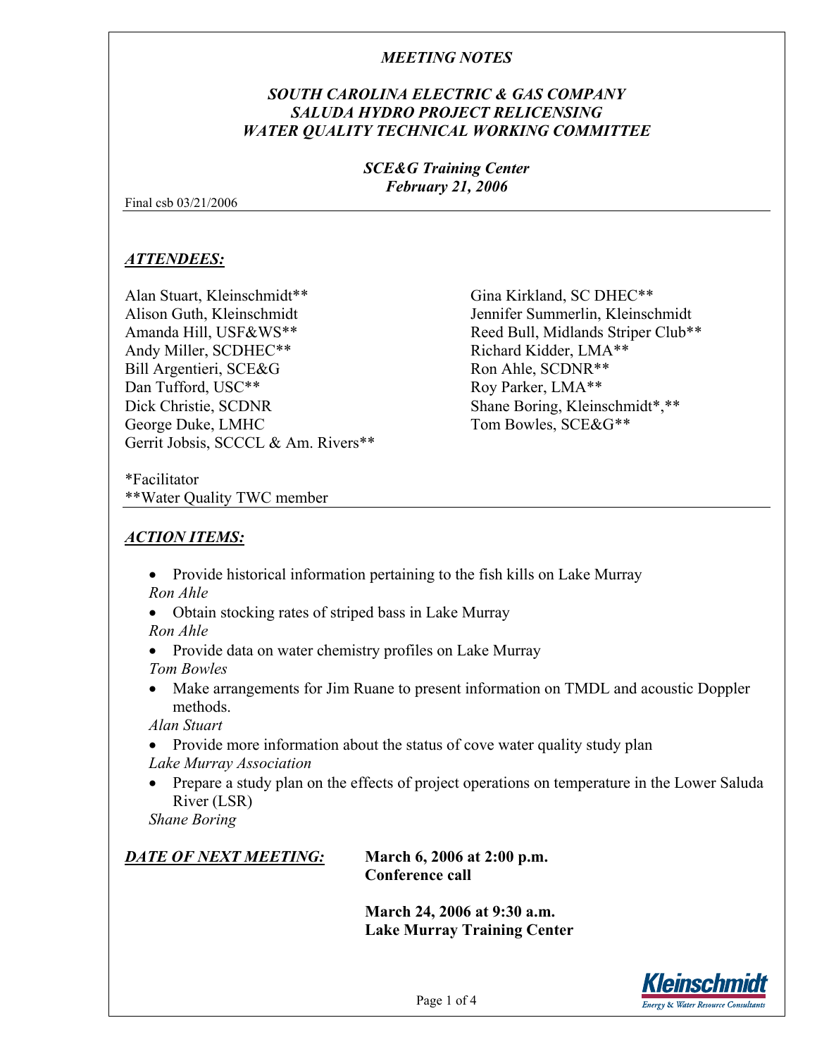***MEETING NOTES***

***SOUTH CAROLINA ELECTRIC & GAS COMPANY***
***SALUDA HYDRO PROJECT RELICENSING***
***WATER QUALITY TECHNICAL WORKING COMMITTEE***

***SCE&G Training Center***
***February 21, 2006***

Final csb 03/21/2006

## ***ATTENDEES:***

Alan Stuart, Kleinschmidt**
Alison Guth, Kleinschmidt
Amanda Hill, USF&WS**
Andy Miller, SCDHEC**
Bill Argentieri, SCE&G
Dan Tufford, USC**
Dick Christie, SCDNR
George Duke, LMHC
Gerrit Jobsis, SCCCL & Am. Rivers**
Gina Kirkland, SC DHEC**
Jennifer Summerlin, Kleinschmidt
Reed Bull, Midlands Striper Club**
Richard Kidder, LMA**
Ron Ahle, SCDNR**
Roy Parker, LMA**
Shane Boring, Kleinschmidt*,**
Tom Bowles, SCE&G**

*Facilitator
**Water Quality TWC member

## ***ACTION ITEMS:***

- Provide historical information pertaining to the fish kills on Lake Murray
  *Ron Ahle*
- Obtain stocking rates of striped bass in Lake Murray
  *Ron Ahle*
- Provide data on water chemistry profiles on Lake Murray
  *Tom Bowles*
- Make arrangements for Jim Ruane to present information on TMDL and acoustic Doppler methods.
  *Alan Stuart*
- Provide more information about the status of cove water quality study plan
  *Lake Murray Association*
- Prepare a study plan on the effects of project operations on temperature in the Lower Saluda River (LSR)
  *Shane Boring*

***DATE OF NEXT MEETING:***

**March 6, 2006 at 2:00 p.m.**
**Conference call**

**March 24, 2006 at 9:30 a.m.**
**Lake Murray Training Center**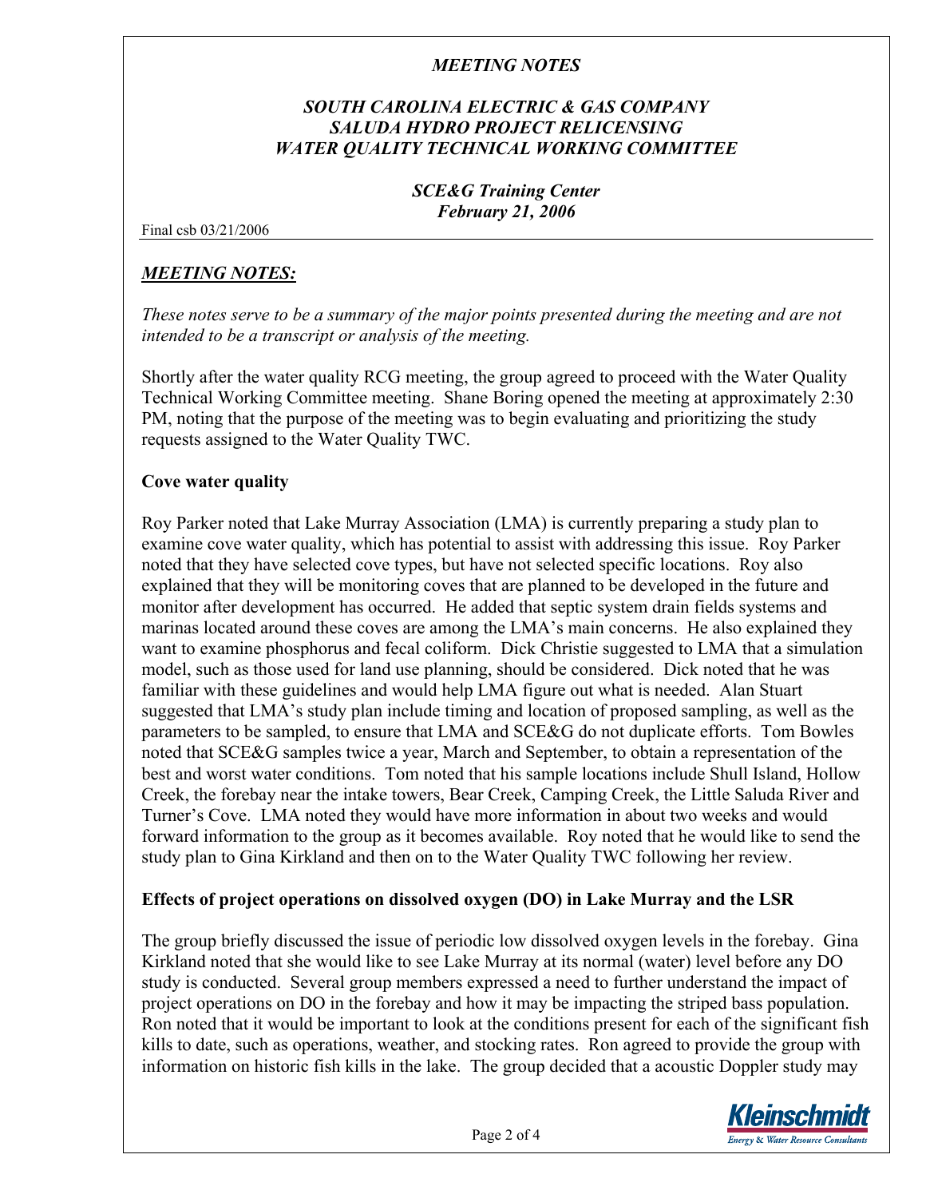*MEETING NOTES*

*SOUTH CAROLINA ELECTRIC & GAS COMPANY*
*SALUDA HYDRO PROJECT RELICENSING*
*WATER QUALITY TECHNICAL WORKING COMMITTEE*

*SCE&G Training Center*
*February 21, 2006*

Final csb 03/21/2006

## *MEETING NOTES:*

*These notes serve to be a summary of the major points presented during the meeting and are not intended to be a transcript or analysis of the meeting.*

Shortly after the water quality RCG meeting, the group agreed to proceed with the Water Quality Technical Working Committee meeting. Shane Boring opened the meeting at approximately 2:30 PM, noting that the purpose of the meeting was to begin evaluating and prioritizing the study requests assigned to the Water Quality TWC.

### Cove water quality

Roy Parker noted that Lake Murray Association (LMA) is currently preparing a study plan to examine cove water quality, which has potential to assist with addressing this issue. Roy Parker noted that they have selected cove types, but have not selected specific locations. Roy also explained that they will be monitoring coves that are planned to be developed in the future and monitor after development has occurred. He added that septic system drain fields systems and marinas located around these coves are among the LMA's main concerns. He also explained they want to examine phosphorus and fecal coliform. Dick Christie suggested to LMA that a simulation model, such as those used for land use planning, should be considered. Dick noted that he was familiar with these guidelines and would help LMA figure out what is needed. Alan Stuart suggested that LMA's study plan include timing and location of proposed sampling, as well as the parameters to be sampled, to ensure that LMA and SCE&G do not duplicate efforts. Tom Bowles noted that SCE&G samples twice a year, March and September, to obtain a representation of the best and worst water conditions. Tom noted that his sample locations include Shull Island, Hollow Creek, the forebay near the intake towers, Bear Creek, Camping Creek, the Little Saluda River and Turner's Cove. LMA noted they would have more information in about two weeks and would forward information to the group as it becomes available. Roy noted that he would like to send the study plan to Gina Kirkland and then on to the Water Quality TWC following her review.

### Effects of project operations on dissolved oxygen (DO) in Lake Murray and the LSR

The group briefly discussed the issue of periodic low dissolved oxygen levels in the forebay. Gina Kirkland noted that she would like to see Lake Murray at its normal (water) level before any DO study is conducted. Several group members expressed a need to further understand the impact of project operations on DO in the forebay and how it may be impacting the striped bass population. Ron noted that it would be important to look at the conditions present for each of the significant fish kills to date, such as operations, weather, and stocking rates. Ron agreed to provide the group with information on historic fish kills in the lake. The group decided that a acoustic Doppler study may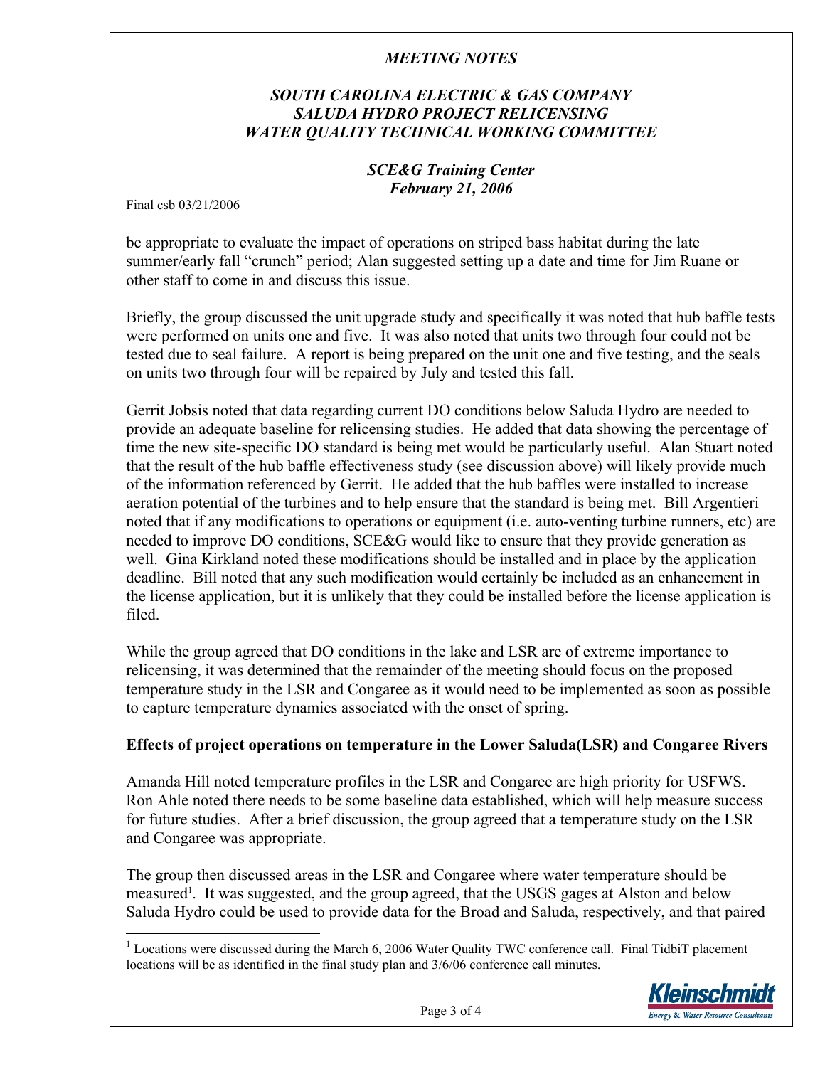be appropriate to evaluate the impact of operations on striped bass habitat during the late summer/early fall "crunch" period; Alan suggested setting up a date and time for Jim Ruane or other staff to come in and discuss this issue.

Briefly, the group discussed the unit upgrade study and specifically it was noted that hub baffle tests were performed on units one and five. It was also noted that units two through four could not be tested due to seal failure. A report is being prepared on the unit one and five testing, and the seals on units two through four will be repaired by July and tested this fall.

Gerrit Jobsis noted that data regarding current DO conditions below Saluda Hydro are needed to provide an adequate baseline for relicensing studies. He added that data showing the percentage of time the new site-specific DO standard is being met would be particularly useful. Alan Stuart noted that the result of the hub baffle effectiveness study (see discussion above) will likely provide much of the information referenced by Gerrit. He added that the hub baffles were installed to increase aeration potential of the turbines and to help ensure that the standard is being met. Bill Argentieri noted that if any modifications to operations or equipment (i.e. auto-venting turbine runners, etc) are needed to improve DO conditions, SCE&G would like to ensure that they provide generation as well. Gina Kirkland noted these modifications should be installed and in place by the application deadline. Bill noted that any such modification would certainly be included as an enhancement in the license application, but it is unlikely that they could be installed before the license application is filed.

While the group agreed that DO conditions in the lake and LSR are of extreme importance to relicensing, it was determined that the remainder of the meeting should focus on the proposed temperature study in the LSR and Congaree as it would need to be implemented as soon as possible to capture temperature dynamics associated with the onset of spring.

**Effects of project operations on temperature in the Lower Saluda(LSR) and Congaree Rivers**

Amanda Hill noted temperature profiles in the LSR and Congaree are high priority for USFWS. Ron Ahle noted there needs to be some baseline data established, which will help measure success for future studies. After a brief discussion, the group agreed that a temperature study on the LSR and Congaree was appropriate.

The group then discussed areas in the LSR and Congaree where water temperature should be measured[1]. It was suggested, and the group agreed, that the USGS gages at Alston and below Saluda Hydro could be used to provide data for the Broad and Saluda, respectively, and that paired

[1] Locations were discussed during the March 6, 2006 Water Quality TWC conference call. Final TidbiT placement locations will be as identified in the final study plan and 3/6/06 conference call minutes.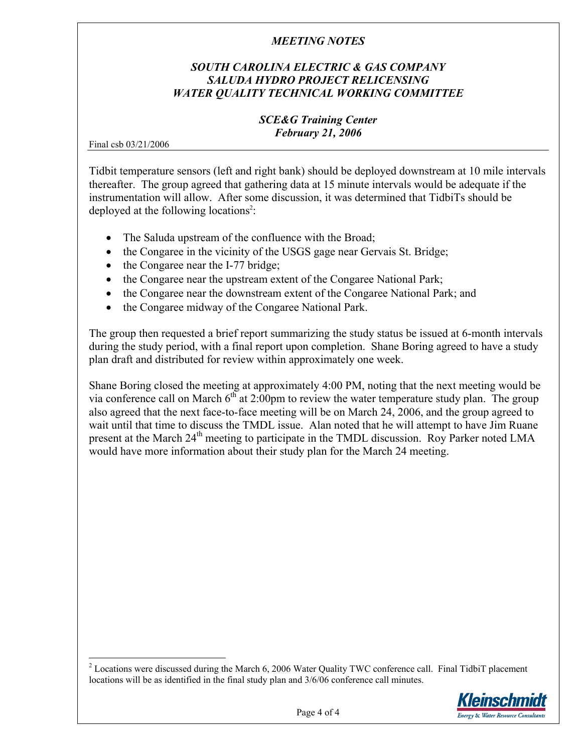Tidbit temperature sensors (left and right bank) should be deployed downstream at 10 mile intervals thereafter. The group agreed that gathering data at 15 minute intervals would be adequate if the instrumentation will allow. After some discussion, it was determined that TidbiTs should be deployed at the following locations[2]:

- The Saluda upstream of the confluence with the Broad;
- the Congaree in the vicinity of the USGS gage near Gervais St. Bridge;
- the Congaree near the I-77 bridge;
- the Congaree near the upstream extent of the Congaree National Park;
- the Congaree near the downstream extent of the Congaree National Park; and
- the Congaree midway of the Congaree National Park.

The group then requested a brief report summarizing the study status be issued at 6-month intervals during the study period, with a final report upon completion. Shane Boring agreed to have a study plan draft and distributed for review within approximately one week.

Shane Boring closed the meeting at approximately 4:00 PM, noting that the next meeting would be via conference call on March 6th at 2:00pm to review the water temperature study plan. The group also agreed that the next face-to-face meeting will be on March 24, 2006, and the group agreed to wait until that time to discuss the TMDL issue. Alan noted that he will attempt to have Jim Ruane present at the March 24th meeting to participate in the TMDL discussion. Roy Parker noted LMA would have more information about their study plan for the March 24 meeting.

[2] Locations were discussed during the March 6, 2006 Water Quality TWC conference call. Final TidbiT placement locations will be as identified in the final study plan and 3/6/06 conference call minutes.